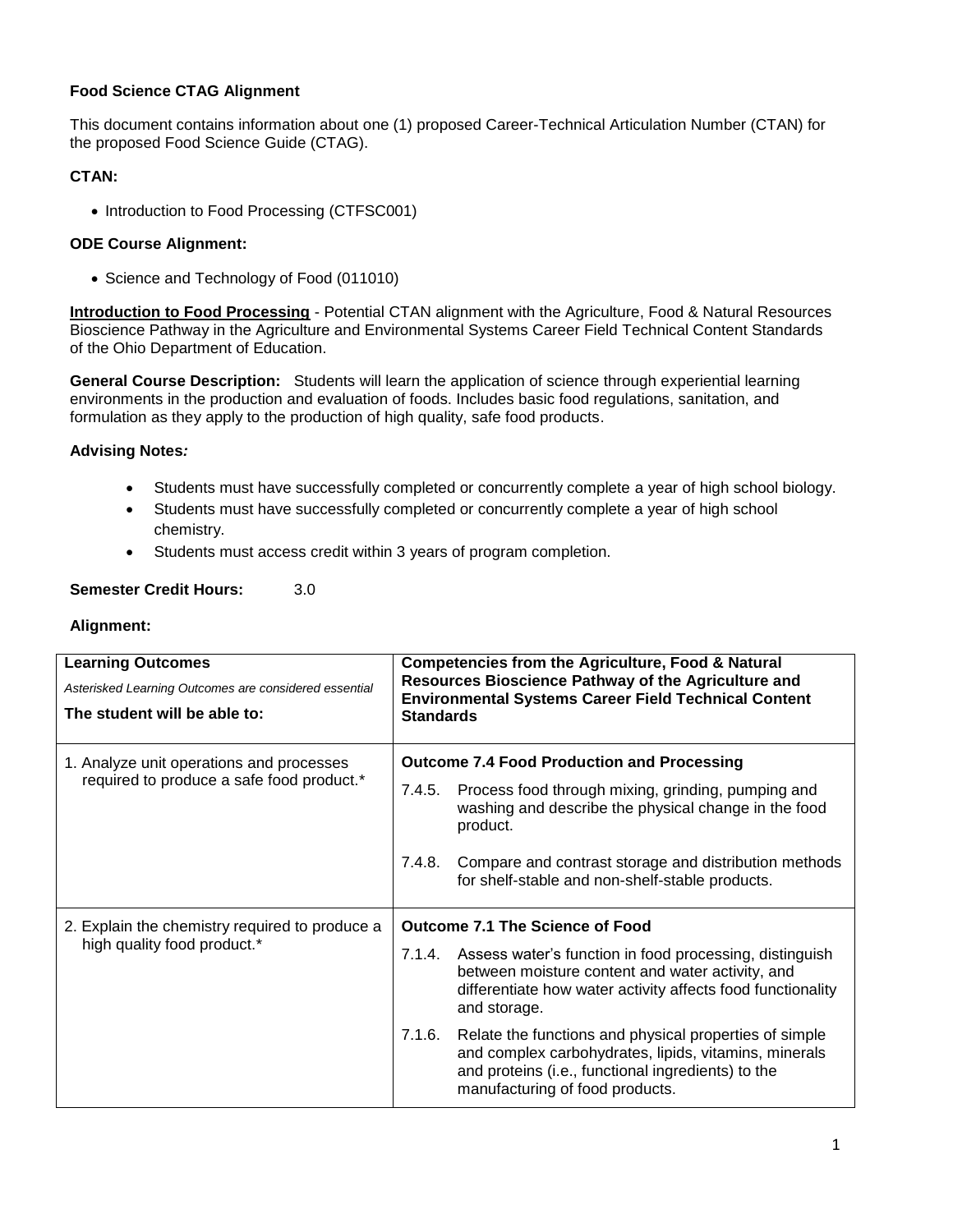**Food Science CTAG Alignment**

This document contains information about one (1) proposed Career-Technical Articulation Number (CTAN) for the proposed Food Science Guide (CTAG).

**CTAN:**

- Introduction to Food Processing (CTFSC001)

**ODE Course Alignment:**

- Science and Technology of Food (011010)

**Introduction to Food Processing** - Potential CTAN alignment with the Agriculture, Food & Natural Resources Bioscience Pathway in the Agriculture and Environmental Systems Career Field Technical Content Standards of the Ohio Department of Education.

**General Course Description:** Students will learn the application of science through experiential learning environments in the production and evaluation of foods. Includes basic food regulations, sanitation, and formulation as they apply to the production of high quality, safe food products.

**Advising Notes*:***

- Students must have successfully completed or concurrently complete a year of high school biology.
- Students must have successfully completed or concurrently complete a year of high school chemistry.
- Students must access credit within 3 years of program completion.

**Semester Credit Hours:** 3.0

**Alignment:**

| **Learning Outcomes**<br>*Asterisked Learning Outcomes are considered essential*<br>**The student will be able to:** | **Competencies from the Agriculture, Food & Natural Resources Bioscience Pathway of the Agriculture and Environmental Systems Career Field Technical Content Standards** |
|---|---|
| 1. Analyze unit operations and processes required to produce a safe food product.* | **Outcome 7.4 Food Production and Processing**<br>7.4.5. Process food through mixing, grinding, pumping and washing and describe the physical change in the food product.<br>7.4.8. Compare and contrast storage and distribution methods for shelf-stable and non-shelf-stable products. |
| 2. Explain the chemistry required to produce a high quality food product.* | **Outcome 7.1 The Science of Food**<br>7.1.4. Assess water's function in food processing, distinguish between moisture content and water activity, and differentiate how water activity affects food functionality and storage.<br>7.1.6. Relate the functions and physical properties of simple and complex carbohydrates, lipids, vitamins, minerals and proteins (i.e., functional ingredients) to the manufacturing of food products. |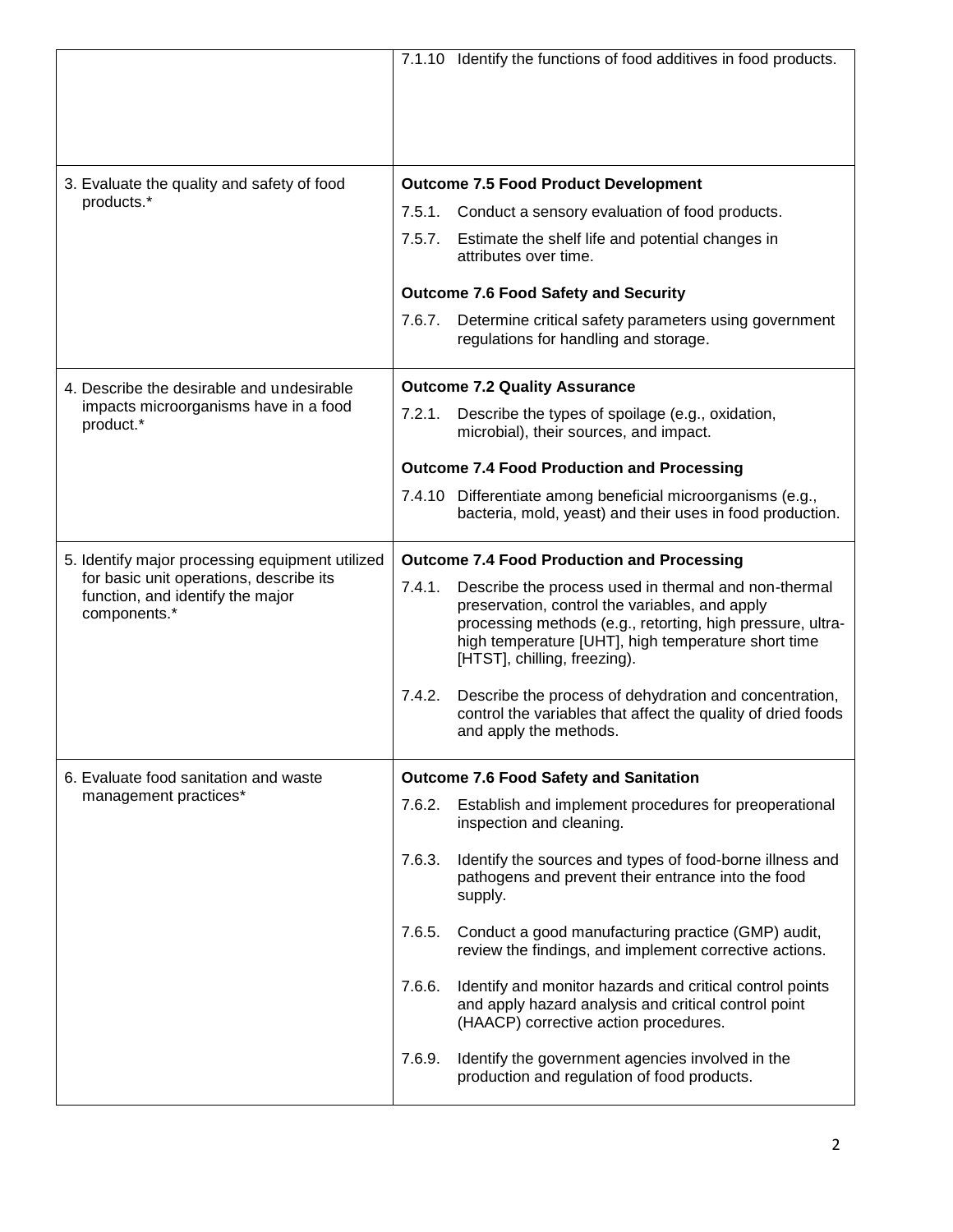| | |
|---|---|
| | 7.1.10 Identify the functions of food additives in food products. |
| 3. Evaluate the quality and safety of food products.* | **Outcome 7.5 Food Product Development**<br>7.5.1. Conduct a sensory evaluation of food products.<br>7.5.7. Estimate the shelf life and potential changes in attributes over time.<br>**Outcome 7.6 Food Safety and Security**<br>7.6.7. Determine critical safety parameters using government regulations for handling and storage. |
| 4. Describe the desirable and undesirable impacts microorganisms have in a food product.* | **Outcome 7.2 Quality Assurance**<br>7.2.1. Describe the types of spoilage (e.g., oxidation, microbial), their sources, and impact.<br>**Outcome 7.4 Food Production and Processing**<br>7.4.10 Differentiate among beneficial microorganisms (e.g., bacteria, mold, yeast) and their uses in food production. |
| 5. Identify major processing equipment utilized for basic unit operations, describe its function, and identify the major components.* | **Outcome 7.4 Food Production and Processing**<br>7.4.1. Describe the process used in thermal and non-thermal preservation, control the variables, and apply processing methods (e.g., retorting, high pressure, ultra-high temperature [UHT], high temperature short time [HTST], chilling, freezing).<br>7.4.2. Describe the process of dehydration and concentration, control the variables that affect the quality of dried foods and apply the methods. |
| 6. Evaluate food sanitation and waste management practices* | **Outcome 7.6 Food Safety and Sanitation**<br>7.6.2. Establish and implement procedures for preoperational inspection and cleaning.<br>7.6.3. Identify the sources and types of food-borne illness and pathogens and prevent their entrance into the food supply.<br>7.6.5. Conduct a good manufacturing practice (GMP) audit, review the findings, and implement corrective actions.<br>7.6.6. Identify and monitor hazards and critical control points and apply hazard analysis and critical control point (HAACP) corrective action procedures.<br>7.6.9. Identify the government agencies involved in the production and regulation of food products. |